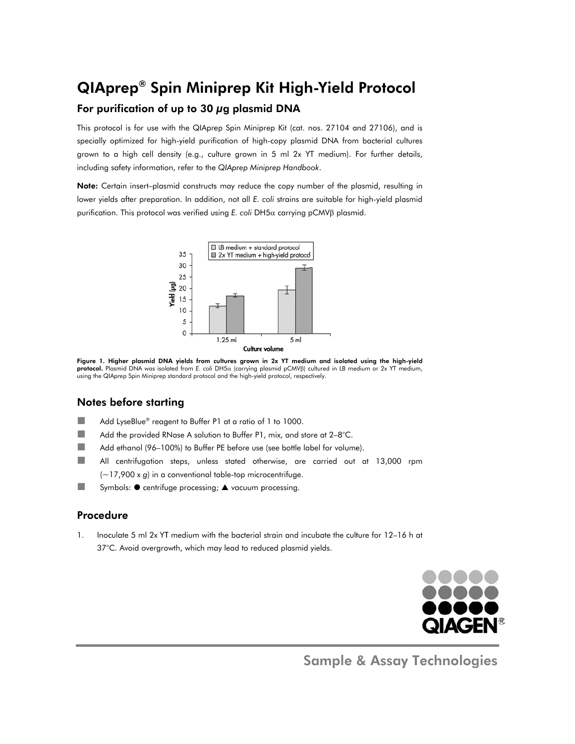# QIAprep® Spin Miniprep Kit High-Yield Protocol

## For purification of up to 30 µg plasmid DNA

This protocol is for use with the QIAprep Spin Miniprep Kit (cat. nos. 27104 and 27106), and is specially optimized for high-yield purification of high-copy plasmid DNA from bacterial cultures grown to a high cell density (e.g., culture grown in 5 ml 2x YT medium). For further details, including safety information, refer to the *QIAprep Miniprep Handbook*.

**Note:** Certain insert–plasmid constructs may reduce the copy number of the plasmid, resulting in lower yields after preparation. In addition, not all *E. coli* strains are suitable for high-yield plasmid purification. This protocol was verified using *E. coli* DH5α carrying pCMVβ plasmid.

**Figure 1. Higher plasmid DNA yields from cultures grown in 2x YT medium and isolated using the high-yield protocol.** Plasmid DNA was isolated from *E. coli* DH5α (carrying plasmid pCMVβ) cultured in LB medium or 2x YT medium, using the QIAprep Spin Miniprep standard protocol and the high-yield protocol, respectively.

## Notes before starting

- Add LyseBlue® reagent to Buffer P1 at a ratio of 1 to 1000.
- Add the provided RNase A solution to Buffer P1, mix, and store at 2–8°C.
- Add ethanol (96–100%) to Buffer PE before use (see bottle label for volume).
- All centrifugation steps, unless stated otherwise, are carried out at 13,000 rpm (~17,900 x *g*) in a conventional table-top microcentrifuge.
- Symbols: ● centrifuge processing; ▲ vacuum processing.

## Procedure

1. Inoculate 5 ml 2x YT medium with the bacterial strain and incubate the culture for 12–16 h at 37°C. Avoid overgrowth, which may lead to reduced plasmid yields.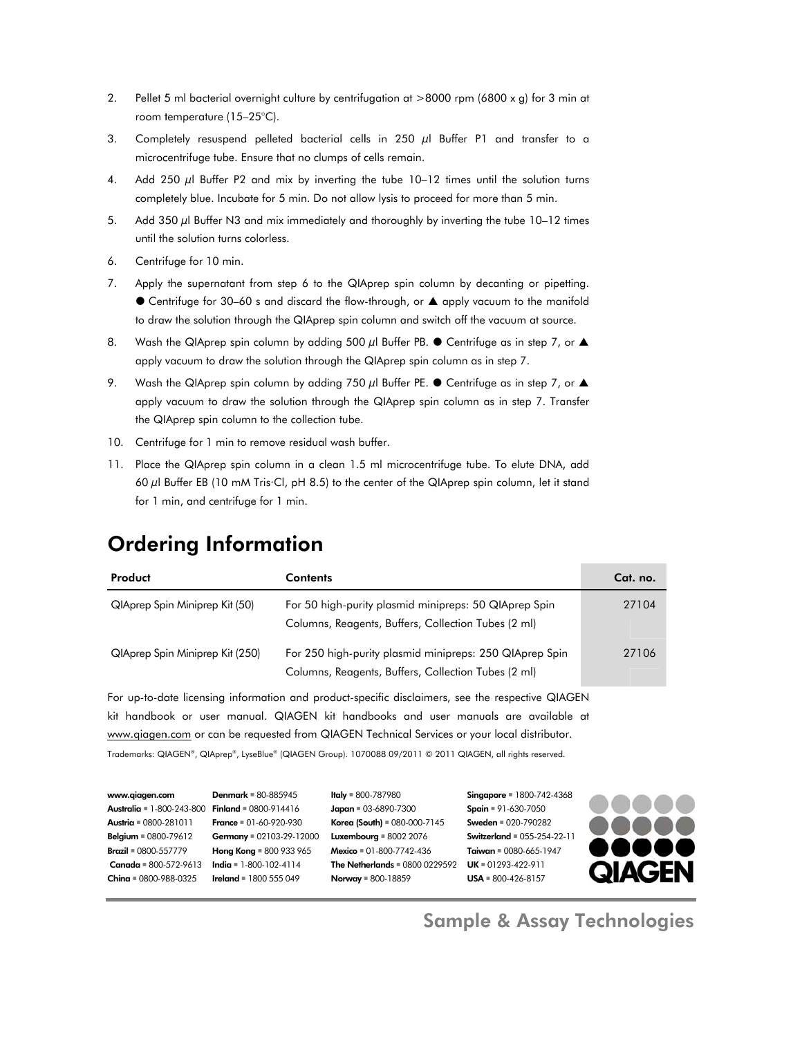2. Pellet 5 ml bacterial overnight culture by centrifugation at >8000 rpm (6800 x g) for 3 min at room temperature (15–25°C).
3. Completely resuspend pelleted bacterial cells in 250 µl Buffer P1 and transfer to a microcentrifuge tube. Ensure that no clumps of cells remain.
4. Add 250 µl Buffer P2 and mix by inverting the tube 10–12 times until the solution turns completely blue. Incubate for 5 min. Do not allow lysis to proceed for more than 5 min.
5. Add 350 µl Buffer N3 and mix immediately and thoroughly by inverting the tube 10–12 times until the solution turns colorless.
6. Centrifuge for 10 min.
7. Apply the supernatant from step 6 to the QIAprep spin column by decanting or pipetting. ● Centrifuge for 30–60 s and discard the flow-through, or ▲ apply vacuum to the manifold to draw the solution through the QIAprep spin column and switch off the vacuum at source.
8. Wash the QIAprep spin column by adding 500 µl Buffer PB. ● Centrifuge as in step 7, or ▲ apply vacuum to draw the solution through the QIAprep spin column as in step 7.
9. Wash the QIAprep spin column by adding 750 µl Buffer PE. ● Centrifuge as in step 7, or ▲ apply vacuum to draw the solution through the QIAprep spin column as in step 7. Transfer the QIAprep spin column to the collection tube.
10. Centrifuge for 1 min to remove residual wash buffer.
11. Place the QIAprep spin column in a clean 1.5 ml microcentrifuge tube. To elute DNA, add 60 µl Buffer EB (10 mM Tris·Cl, pH 8.5) to the center of the QIAprep spin column, let it stand for 1 min, and centrifuge for 1 min.

# Ordering Information

| Product | Contents | Cat. no. |
|---|---|---|
| QIAprep Spin Miniprep Kit (50) | For 50 high-purity plasmid minipreps: 50 QIAprep Spin Columns, Reagents, Buffers, Collection Tubes (2 ml) | 27104 |
| QIAprep Spin Miniprep Kit (250) | For 250 high-purity plasmid minipreps: 250 QIAprep Spin Columns, Reagents, Buffers, Collection Tubes (2 ml) | 27106 |

For up-to-date licensing information and product-specific disclaimers, see the respective QIAGEN kit handbook or user manual. QIAGEN kit handbooks and user manuals are available at www.qiagen.com or can be requested from QIAGEN Technical Services or your local distributor.

Trademarks: QIAGEN®, QIAprep®, LyseBlue® (QIAGEN Group). 1070088 09/2011 © 2011 QIAGEN, all rights reserved.

**www.qiagen.com**
**Australia** ▪ 1-800-243-800
**Austria** ▪ 0800-281011
**Belgium** ▪ 0800-79612
**Brazil** ▪ 0800-557779
**Canada** ▪ 800-572-9613
**China** ▪ 0800-988-0325
**Denmark** ▪ 80-885945
**Finland** ▪ 0800-914416
**France** ▪ 01-60-920-930
**Germany** ▪ 02103-29-12000
**Hong Kong** ▪ 800 933 965
**India** ▪ 1-800-102-4114
**Ireland** ▪ 1800 555 049
**Italy** ▪ 800-787980
**Japan** ▪ 03-6890-7300
**Korea (South)** ▪ 080-000-7145
**Luxembourg** ▪ 8002 2076
**Mexico** ▪ 01-800-7742-436
**The Netherlands** ▪ 0800 0229592
**Norway** ▪ 800-18859
**Singapore** ▪ 1800-742-4368
**Spain** ▪ 91-630-7050
**Sweden** ▪ 020-790282
**Switzerland** ▪ 055-254-22-11
**Taiwan** ▪ 0080-665-1947
**UK** ▪ 01293-422-911
**USA** ▪ 800-426-8157

QIAGEN

Sample & Assay Technologies